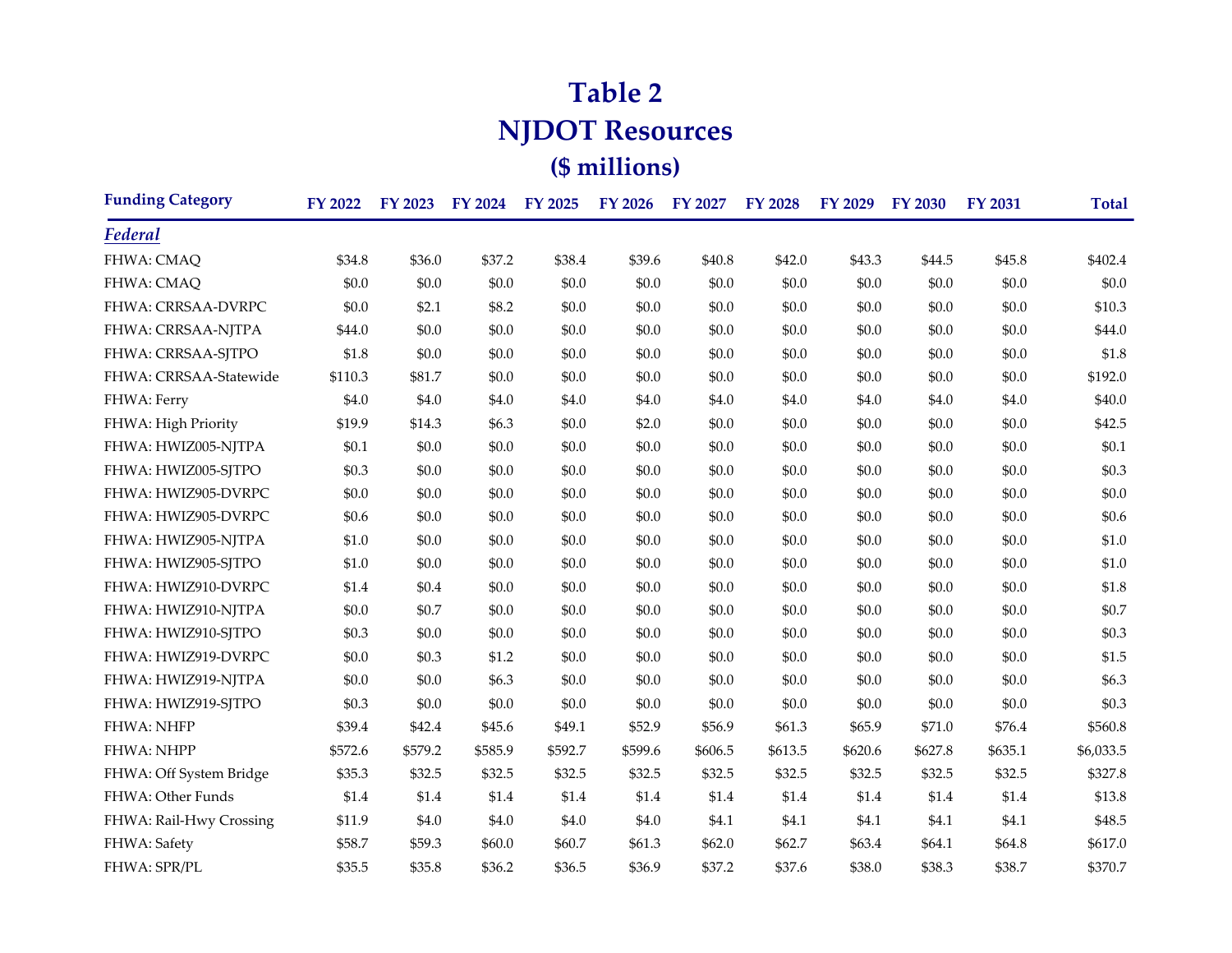# Table 2
## NJDOT Resources
### ($ millions)

| Funding Category | FY 2022 | FY 2023 | FY 2024 | FY 2025 | FY 2026 | FY 2027 | FY 2028 | FY 2029 | FY 2030 | FY 2031 | Total |
|---|---|---|---|---|---|---|---|---|---|---|---|
| ***Federal*** | | | | | | | | | | | |
| FHWA: CMAQ | $34.8 | $36.0 | $37.2 | $38.4 | $39.6 | $40.8 | $42.0 | $43.3 | $44.5 | $45.8 | $402.4 |
| FHWA: CMAQ | $0.0 | $0.0 | $0.0 | $0.0 | $0.0 | $0.0 | $0.0 | $0.0 | $0.0 | $0.0 | $0.0 |
| FHWA: CRRSAA-DVRPC | $0.0 | $2.1 | $8.2 | $0.0 | $0.0 | $0.0 | $0.0 | $0.0 | $0.0 | $0.0 | $10.3 |
| FHWA: CRRSAA-NJTPA | $44.0 | $0.0 | $0.0 | $0.0 | $0.0 | $0.0 | $0.0 | $0.0 | $0.0 | $0.0 | $44.0 |
| FHWA: CRRSAA-SJTPO | $1.8 | $0.0 | $0.0 | $0.0 | $0.0 | $0.0 | $0.0 | $0.0 | $0.0 | $0.0 | $1.8 |
| FHWA: CRRSAA-Statewide | $110.3 | $81.7 | $0.0 | $0.0 | $0.0 | $0.0 | $0.0 | $0.0 | $0.0 | $0.0 | $192.0 |
| FHWA: Ferry | $4.0 | $4.0 | $4.0 | $4.0 | $4.0 | $4.0 | $4.0 | $4.0 | $4.0 | $4.0 | $40.0 |
| FHWA: High Priority | $19.9 | $14.3 | $6.3 | $0.0 | $2.0 | $0.0 | $0.0 | $0.0 | $0.0 | $0.0 | $42.5 |
| FHWA: HWIZ005-NJTPA | $0.1 | $0.0 | $0.0 | $0.0 | $0.0 | $0.0 | $0.0 | $0.0 | $0.0 | $0.0 | $0.1 |
| FHWA: HWIZ005-SJTPO | $0.3 | $0.0 | $0.0 | $0.0 | $0.0 | $0.0 | $0.0 | $0.0 | $0.0 | $0.0 | $0.3 |
| FHWA: HWIZ905-DVRPC | $0.0 | $0.0 | $0.0 | $0.0 | $0.0 | $0.0 | $0.0 | $0.0 | $0.0 | $0.0 | $0.0 |
| FHWA: HWIZ905-DVRPC | $0.6 | $0.0 | $0.0 | $0.0 | $0.0 | $0.0 | $0.0 | $0.0 | $0.0 | $0.0 | $0.6 |
| FHWA: HWIZ905-NJTPA | $1.0 | $0.0 | $0.0 | $0.0 | $0.0 | $0.0 | $0.0 | $0.0 | $0.0 | $0.0 | $1.0 |
| FHWA: HWIZ905-SJTPO | $1.0 | $0.0 | $0.0 | $0.0 | $0.0 | $0.0 | $0.0 | $0.0 | $0.0 | $0.0 | $1.0 |
| FHWA: HWIZ910-DVRPC | $1.4 | $0.4 | $0.0 | $0.0 | $0.0 | $0.0 | $0.0 | $0.0 | $0.0 | $0.0 | $1.8 |
| FHWA: HWIZ910-NJTPA | $0.0 | $0.7 | $0.0 | $0.0 | $0.0 | $0.0 | $0.0 | $0.0 | $0.0 | $0.0 | $0.7 |
| FHWA: HWIZ910-SJTPO | $0.3 | $0.0 | $0.0 | $0.0 | $0.0 | $0.0 | $0.0 | $0.0 | $0.0 | $0.0 | $0.3 |
| FHWA: HWIZ919-DVRPC | $0.0 | $0.3 | $1.2 | $0.0 | $0.0 | $0.0 | $0.0 | $0.0 | $0.0 | $0.0 | $1.5 |
| FHWA: HWIZ919-NJTPA | $0.0 | $0.0 | $6.3 | $0.0 | $0.0 | $0.0 | $0.0 | $0.0 | $0.0 | $0.0 | $6.3 |
| FHWA: HWIZ919-SJTPO | $0.3 | $0.0 | $0.0 | $0.0 | $0.0 | $0.0 | $0.0 | $0.0 | $0.0 | $0.0 | $0.3 |
| FHWA: NHFP | $39.4 | $42.4 | $45.6 | $49.1 | $52.9 | $56.9 | $61.3 | $65.9 | $71.0 | $76.4 | $560.8 |
| FHWA: NHPP | $572.6 | $579.2 | $585.9 | $592.7 | $599.6 | $606.5 | $613.5 | $620.6 | $627.8 | $635.1 | $6,033.5 |
| FHWA: Off System Bridge | $35.3 | $32.5 | $32.5 | $32.5 | $32.5 | $32.5 | $32.5 | $32.5 | $32.5 | $32.5 | $327.8 |
| FHWA: Other Funds | $1.4 | $1.4 | $1.4 | $1.4 | $1.4 | $1.4 | $1.4 | $1.4 | $1.4 | $1.4 | $13.8 |
| FHWA: Rail-Hwy Crossing | $11.9 | $4.0 | $4.0 | $4.0 | $4.0 | $4.1 | $4.1 | $4.1 | $4.1 | $4.1 | $48.5 |
| FHWA: Safety | $58.7 | $59.3 | $60.0 | $60.7 | $61.3 | $62.0 | $62.7 | $63.4 | $64.1 | $64.8 | $617.0 |
| FHWA: SPR/PL | $35.5 | $35.8 | $36.2 | $36.5 | $36.9 | $37.2 | $37.6 | $38.0 | $38.3 | $38.7 | $370.7 |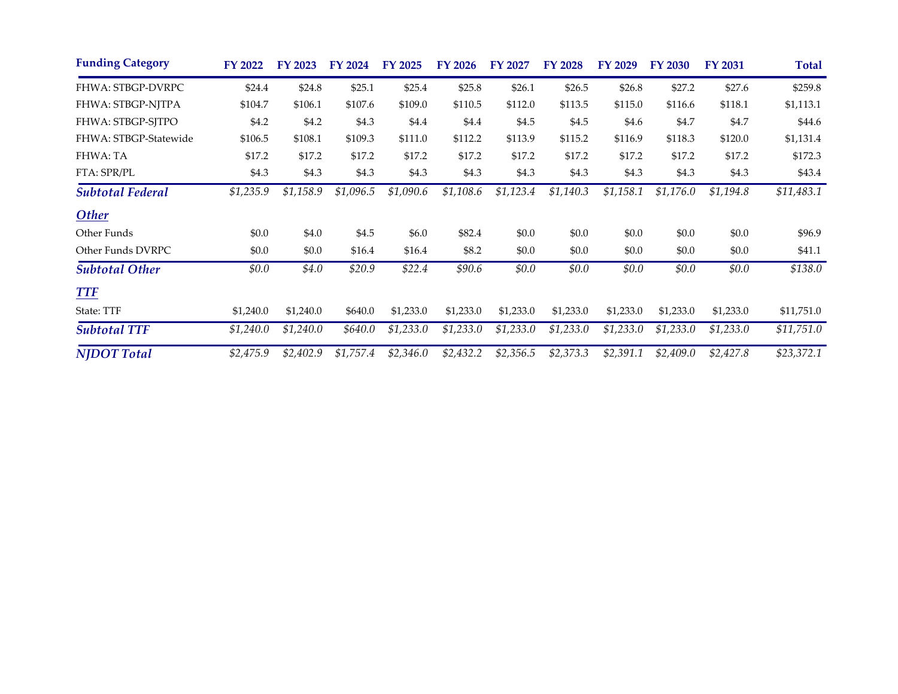| Funding Category | FY 2022 | FY 2023 | FY 2024 | FY 2025 | FY 2026 | FY 2027 | FY 2028 | FY 2029 | FY 2030 | FY 2031 | Total |
|---|---|---|---|---|---|---|---|---|---|---|---|
| FHWA: STBGP-DVRPC | $24.4 | $24.8 | $25.1 | $25.4 | $25.8 | $26.1 | $26.5 | $26.8 | $27.2 | $27.6 | $259.8 |
| FHWA: STBGP-NJTPA | $104.7 | $106.1 | $107.6 | $109.0 | $110.5 | $112.0 | $113.5 | $115.0 | $116.6 | $118.1 | $1,113.1 |
| FHWA: STBGP-SJTPO | $4.2 | $4.2 | $4.3 | $4.4 | $4.4 | $4.5 | $4.5 | $4.6 | $4.7 | $4.7 | $44.6 |
| FHWA: STBGP-Statewide | $106.5 | $108.1 | $109.3 | $111.0 | $112.2 | $113.9 | $115.2 | $116.9 | $118.3 | $120.0 | $1,131.4 |
| FHWA: TA | $17.2 | $17.2 | $17.2 | $17.2 | $17.2 | $17.2 | $17.2 | $17.2 | $17.2 | $17.2 | $172.3 |
| FTA: SPR/PL | $4.3 | $4.3 | $4.3 | $4.3 | $4.3 | $4.3 | $4.3 | $4.3 | $4.3 | $4.3 | $43.4 |
| ***Subtotal Federal*** | *$1,235.9* | *$1,158.9* | *$1,096.5* | *$1,090.6* | *$1,108.6* | *$1,123.4* | *$1,140.3* | *$1,158.1* | *$1,176.0* | *$1,194.8* | *$11,483.1* |
| ***Other*** | | | | | | | | | | | |
| Other Funds | $0.0 | $4.0 | $4.5 | $6.0 | $82.4 | $0.0 | $0.0 | $0.0 | $0.0 | $0.0 | $96.9 |
| Other Funds DVRPC | $0.0 | $0.0 | $16.4 | $16.4 | $8.2 | $0.0 | $0.0 | $0.0 | $0.0 | $0.0 | $41.1 |
| ***Subtotal Other*** | *$0.0* | *$4.0* | *$20.9* | *$22.4* | *$90.6* | *$0.0* | *$0.0* | *$0.0* | *$0.0* | *$0.0* | *$138.0* |
| ***TTF*** | | | | | | | | | | | |
| State: TTF | $1,240.0 | $1,240.0 | $640.0 | $1,233.0 | $1,233.0 | $1,233.0 | $1,233.0 | $1,233.0 | $1,233.0 | $1,233.0 | $11,751.0 |
| ***Subtotal TTF*** | *$1,240.0* | *$1,240.0* | *$640.0* | *$1,233.0* | *$1,233.0* | *$1,233.0* | *$1,233.0* | *$1,233.0* | *$1,233.0* | *$1,233.0* | *$11,751.0* |
| ***NJDOT Total*** | *$2,475.9* | *$2,402.9* | *$1,757.4* | *$2,346.0* | *$2,432.2* | *$2,356.5* | *$2,373.3* | *$2,391.1* | *$2,409.0* | *$2,427.8* | *$23,372.1* |